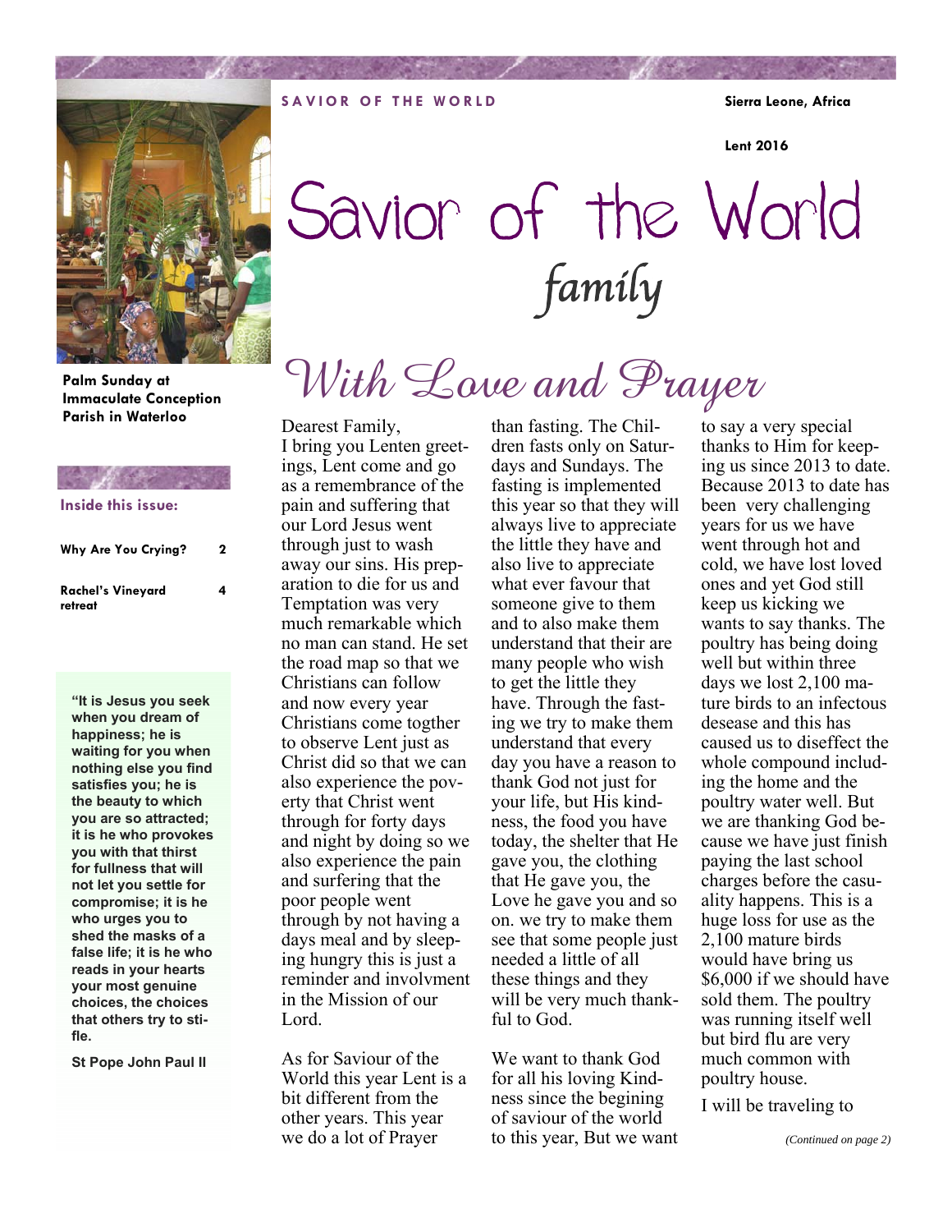**SAVIOR OF THE WORLD**

**Sierra Leone, Africa**

**Lent 2016**

# Savior of the World

## *family*

**Palm Sunday at Immaculate Conception Parish in Waterloo**

**Inside this issue:**

| | |
|---|---|
| **Why Are You Crying?** | **2** |
| **Rachel's Vineyard retreat** | **4** |

**"It is Jesus you seek when you dream of happiness; he is waiting for you when nothing else you find satisfies you; he is the beauty to which you are so attracted; it is he who provokes you with that thirst for fullness that will not let you settle for compromise; it is he who urges you to shed the masks of a false life; it is he who reads in your hearts your most genuine choices, the choices that others try to stifle.**

**St Pope John Paul II**

## *With Love and Prayer*

Dearest Family,
I bring you Lenten greetings, Lent come and go as a remembrance of the pain and suffering that our Lord Jesus went through just to wash away our sins. His preparation to die for us and Temptation was very much remarkable which no man can stand. He set the road map so that we Christians can follow and now every year Christians come togther to observe Lent just as Christ did so that we can also experience the poverty that Christ went through for forty days and night by doing so we also experience the pain and surfering that the poor people went through by not having a days meal and by sleeping hungry this is just a reminder and involvment in the Mission of our Lord.

As for Saviour of the World this year Lent is a bit different from the other years. This year we do a lot of Prayer than fasting. The Children fasts only on Saturdays and Sundays. The fasting is implemented this year so that they will always live to appreciate the little they have and also live to appreciate what ever favour that someone give to them and to also make them understand that their are many people who wish to get the little they have. Through the fasting we try to make them understand that every day you have a reason to thank God not just for your life, but His kindness, the food you have today, the shelter that He gave you, the clothing that He gave you, the Love he gave you and so on. we try to make them see that some people just needed a little of all these things and they will be very much thankful to God.

We want to thank God for all his loving Kindness since the begining of saviour of the world to this year, But we want to say a very special thanks to Him for keeping us since 2013 to date. Because 2013 to date has been very challenging years for us we have went through hot and cold, we have lost loved ones and yet God still keep us kicking we wants to say thanks. The poultry has being doing well but within three days we lost 2,100 mature birds to an infectous desease and this has caused us to diseffect the whole compound including the home and the poultry water well. But we are thanking God because we have just finish paying the last school charges before the casuality happens. This is a huge loss for use as the 2,100 mature birds would have bring us $6,000 if we should have sold them. The poultry was running itself well but bird flu are very much common with poultry house.

I will be traveling to

*(Continued on page 2)*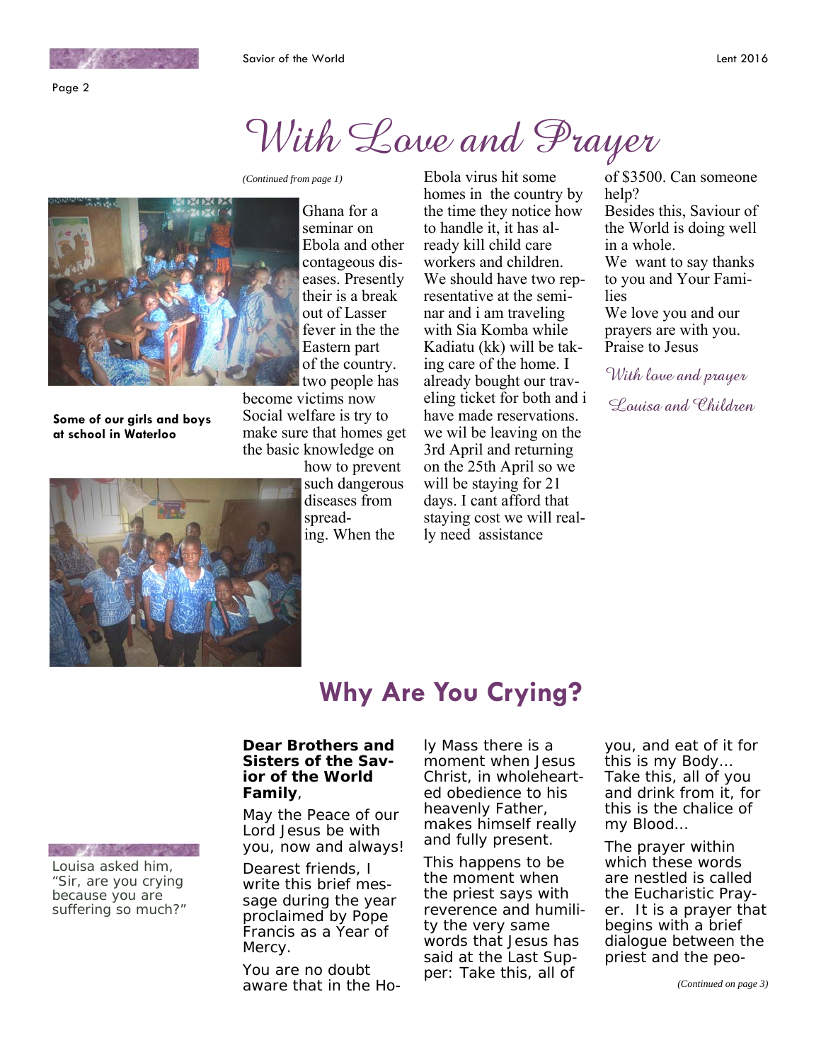# With Love and Prayer

*(Continued from page 1)*

Ghana for a seminar on Ebola and other contageous diseases. Presently their is a break out of Lasser fever in the the Eastern part of the country. two people has become victims now Social welfare is try to make sure that homes get the basic knowledge on how to prevent such dangerous diseases from spreading. When the Ebola virus hit some homes in the country by the time they notice how to handle it, it has already kill child care workers and children. We should have two representative at the seminar and i am traveling with Sia Komba while Kadiatu (kk) will be taking care of the home. I already bought our traveling ticket for both and i have made reservations. we wil be leaving on the 3rd April and returning on the 25th April so we will be staying for 21 days. I cant afford that staying cost we will really need assistance of $3500. Can someone help?

Besides this, Saviour of the World is doing well in a whole.

We want to say thanks to you and Your Families

We love you and our prayers are with you.

Praise to Jesus

*With love and prayer*

*Louisa and Children*

**Some of our girls and boys at school in Waterloo**

## Why Are You Crying?

Louisa asked him, "Sir, are you crying because you are suffering so much?"

**Dear Brothers and Sisters of the Savior of the World Family**,

May the Peace of our Lord Jesus be with you, now and always!

Dearest friends, I write this brief message during the year proclaimed by Pope Francis as a Year of Mercy.

You are no doubt aware that in the Holy Mass there is a moment when Jesus Christ, in wholehearted obedience to his heavenly Father, makes himself really and fully present.

This happens to be the moment when the priest says with reverence and humility the very same words that Jesus has said at the Last Supper: Take this, all of you, and eat of it for this is my Body... Take this, all of you and drink from it, for this is the chalice of my Blood...

The prayer within which these words are nestled is called the Eucharistic Prayer. It is a prayer that begins with a brief dialogue between the priest and the peo-

*(Continued on page 3)*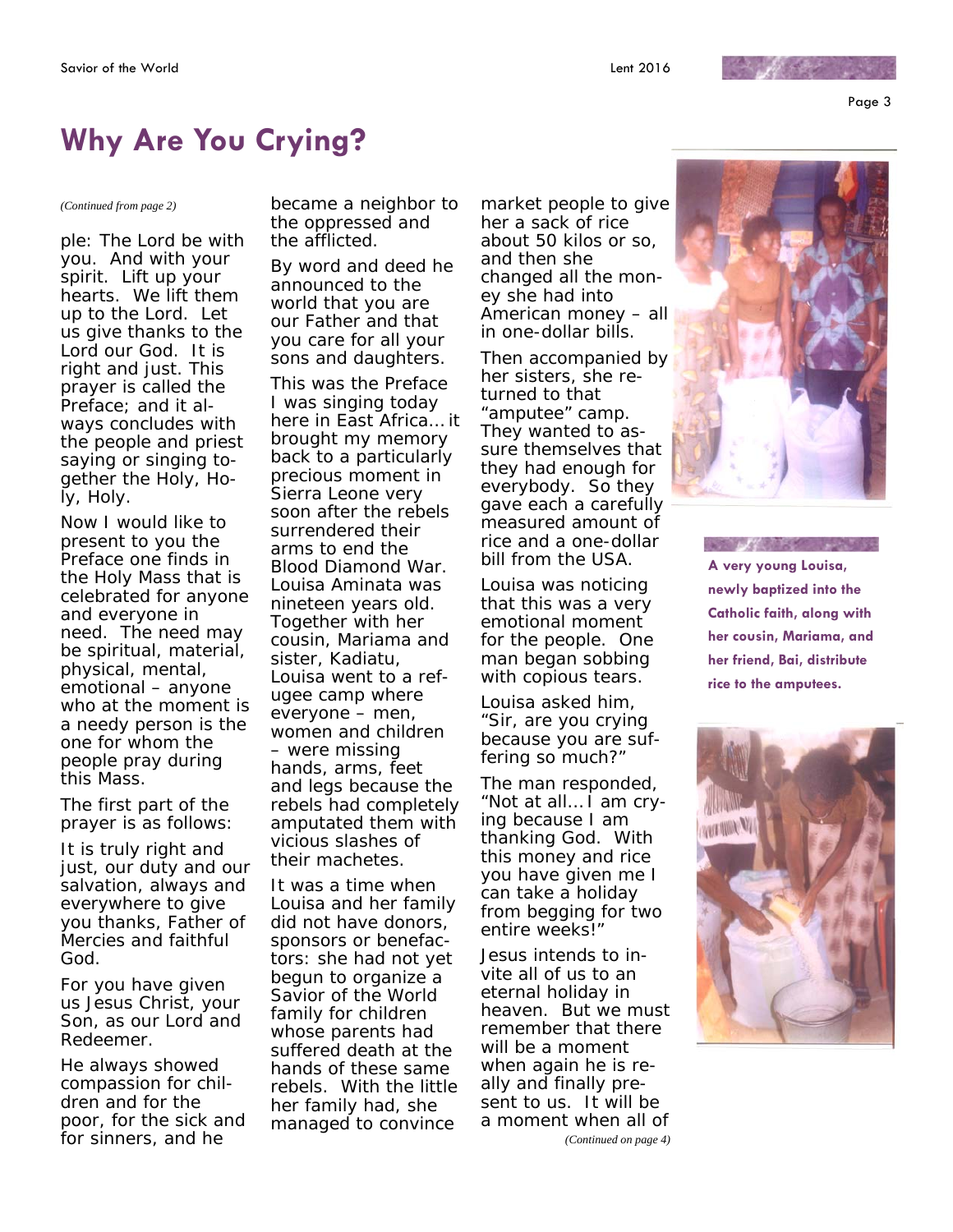# Why Are You Crying?

*(Continued from page 2)*

ple: The Lord be with you. And with your spirit. Lift up your hearts. We lift them up to the Lord. Let us give thanks to the Lord our God. It is right and just. This prayer is called the Preface; and it always concludes with the people and priest saying or singing together the Holy, Holy, Holy.

Now I would like to present to you the Preface one finds in the Holy Mass that is celebrated for anyone and everyone in need. The need may be spiritual, material, physical, mental, emotional – anyone who at the moment is a needy person is the one for whom the people pray during this Mass.

The first part of the prayer is as follows:

It is truly right and just, our duty and our salvation, always and everywhere to give you thanks, Father of Mercies and faithful God.

For you have given us Jesus Christ, your Son, as our Lord and Redeemer.

He always showed compassion for children and for the poor, for the sick and for sinners, and he became a neighbor to the oppressed and the afflicted.

By word and deed he announced to the world that you are our Father and that you care for all your sons and daughters.

This was the Preface I was singing today here in East Africa… it brought my memory back to a particularly precious moment in Sierra Leone very soon after the rebels surrendered their arms to end the Blood Diamond War. Louisa Aminata was nineteen years old. Together with her cousin, Mariama and sister, Kadiatu, Louisa went to a refugee camp where everyone – men, women and children – were missing hands, arms, feet and legs because the rebels had completely amputated them with vicious slashes of their machetes.

It was a time when Louisa and her family did not have donors, sponsors or benefactors: she had not yet begun to organize a Savior of the World family for children whose parents had suffered death at the hands of these same rebels. With the little her family had, she managed to convince market people to give her a sack of rice about 50 kilos or so, and then she changed all the money she had into American money – all in one-dollar bills.

Then accompanied by her sisters, she returned to that "amputee" camp. They wanted to assure themselves that they had enough for everybody. So they gave each a carefully measured amount of rice and a one-dollar bill from the USA.

Louisa was noticing that this was a very emotional moment for the people. One man began sobbing with copious tears.

Louisa asked him, "Sir, are you crying because you are suffering so much?"

The man responded, "Not at all… I am crying because I am thanking God. With this money and rice you have given me I can take a holiday from begging for two entire weeks!"

Jesus intends to invite all of us to an eternal holiday in heaven. But we must remember that there will be a moment when again he is really and finally present to us. It will be a moment when all of

*(Continued on page 4)*

**A very young Louisa, newly baptized into the Catholic faith, along with her cousin, Mariama, and her friend, Bai, distribute rice to the amputees.**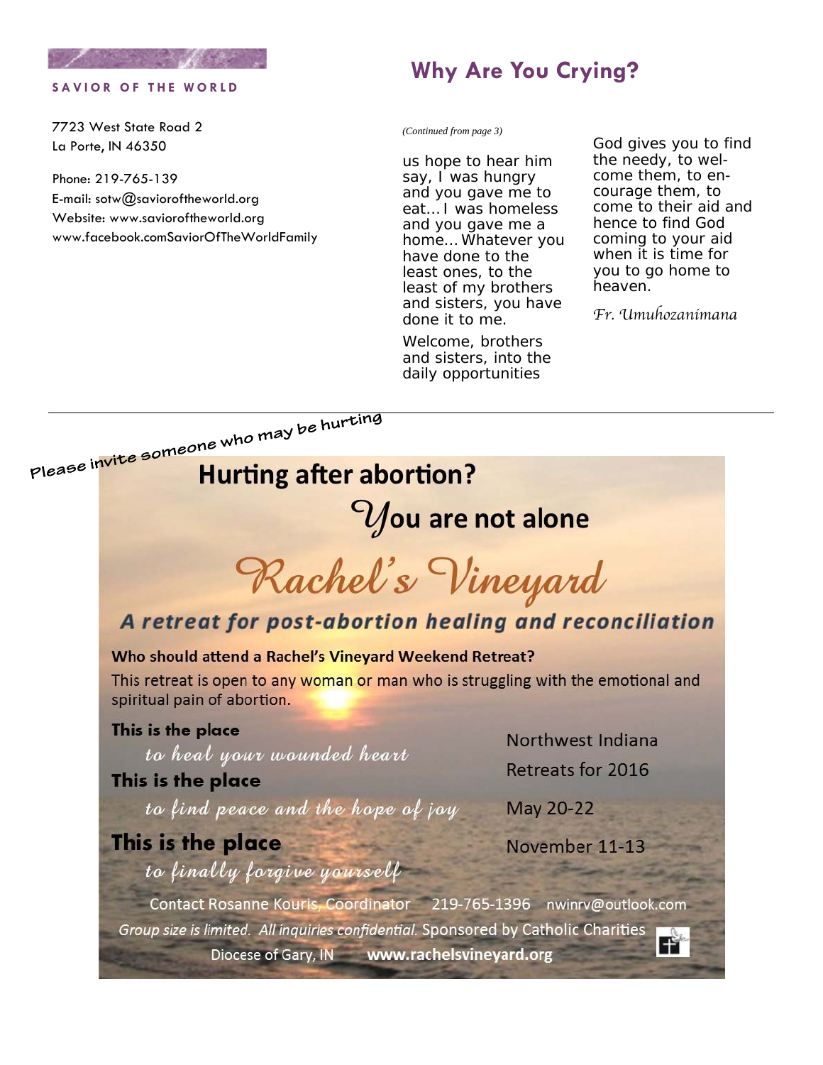SAVIOR OF THE WORLD

7723 West State Road 2
La Porte, IN 46350

Phone: 219-765-139
E-mail: sotw@savioroftheworld.org
Website: www.savioroftheworld.org
www.facebook.comSaviorOfTheWorldFamily

## Why Are You Crying?

*(Continued from page 3)*

us hope to hear him say, I was hungry and you gave me to eat… I was homeless and you gave me a home… Whatever you have done to the least ones, to the least of my brothers and sisters, you have done it to me.

Welcome, brothers and sisters, into the daily opportunities God gives you to find the needy, to welcome them, to encourage them, to come to their aid and hence to find God coming to your aid when it is time for you to go home to heaven.

*Fr. Umuhozanimana*

---

Please invite someone who may be hurting

## Hurting after abortion?

## You are not alone

# Rachel's Vineyard

***A retreat for post-abortion healing and reconciliation***

**Who should attend a Rachel's Vineyard Weekend Retreat?**

This retreat is open to any woman or man who is struggling with the emotional and spiritual pain of abortion.

**This is the place**
*to heal your wounded heart*
**This is the place**
*to find peace and the hope of joy*
**This is the place**
*to finally forgive yourself*

Northwest Indiana
Retreats for 2016

May 20-22

November 11-13

Contact Rosanne Kouris, Coordinator 219-765-1396 nwinrv@outlook.com

*Group size is limited. All inquiries confidential.* Sponsored by Catholic Charities Diocese of Gary, IN **www.rachelsvineyard.org**